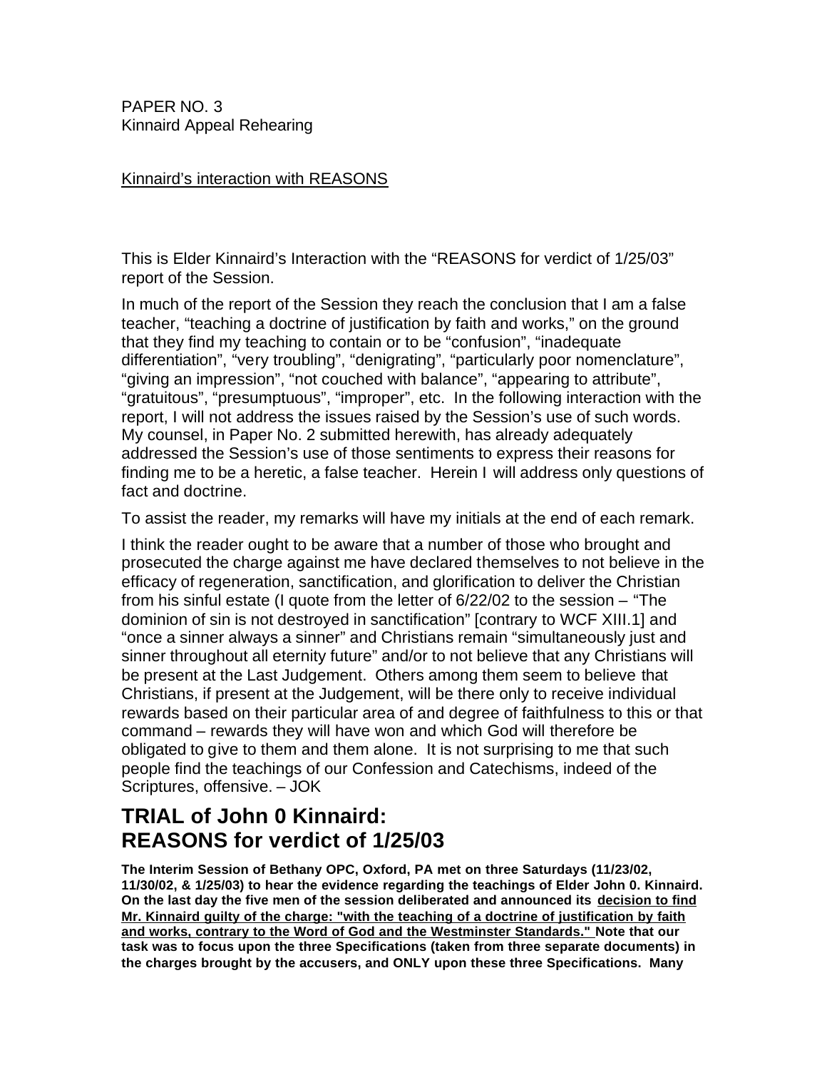PAPER NO. 3
Kinnaird Appeal Rehearing

Kinnaird's interaction with REASONS

This is Elder Kinnaird's Interaction with the "REASONS for verdict of 1/25/03" report of the Session.

In much of the report of the Session they reach the conclusion that I am a false teacher, "teaching a doctrine of justification by faith and works," on the ground that they find my teaching to contain or to be "confusion", "inadequate differentiation", "very troubling", "denigrating", "particularly poor nomenclature", "giving an impression", "not couched with balance", "appearing to attribute", "gratuitous", "presumptuous", "improper", etc. In the following interaction with the report, I will not address the issues raised by the Session's use of such words. My counsel, in Paper No. 2 submitted herewith, has already adequately addressed the Session's use of those sentiments to express their reasons for finding me to be a heretic, a false teacher. Herein I will address only questions of fact and doctrine.

To assist the reader, my remarks will have my initials at the end of each remark.

I think the reader ought to be aware that a number of those who brought and prosecuted the charge against me have declared themselves to not believe in the efficacy of regeneration, sanctification, and glorification to deliver the Christian from his sinful estate (I quote from the letter of 6/22/02 to the session – "The dominion of sin is not destroyed in sanctification" [contrary to WCF XIII.1] and "once a sinner always a sinner" and Christians remain "simultaneously just and sinner throughout all eternity future" and/or to not believe that any Christians will be present at the Last Judgement. Others among them seem to believe that Christians, if present at the Judgement, will be there only to receive individual rewards based on their particular area of and degree of faithfulness to this or that command – rewards they will have won and which God will therefore be obligated to give to them and them alone. It is not surprising to me that such people find the teachings of our Confession and Catechisms, indeed of the Scriptures, offensive. – JOK

# TRIAL of John 0 Kinnaird: REASONS for verdict of 1/25/03

**The Interim Session of Bethany OPC, Oxford, PA met on three Saturdays (11/23/02, 11/30/02, & 1/25/03) to hear the evidence regarding the teachings of Elder John 0. Kinnaird. On the last day the five men of the session deliberated and announced its <u>decision to find Mr. Kinnaird guilty of the charge: "with the teaching of a doctrine of justification by faith and works, contrary to the Word of God and the Westminster Standards."</u> Note that our task was to focus upon the three Specifications (taken from three separate documents) in the charges brought by the accusers, and ONLY upon these three Specifications. Many**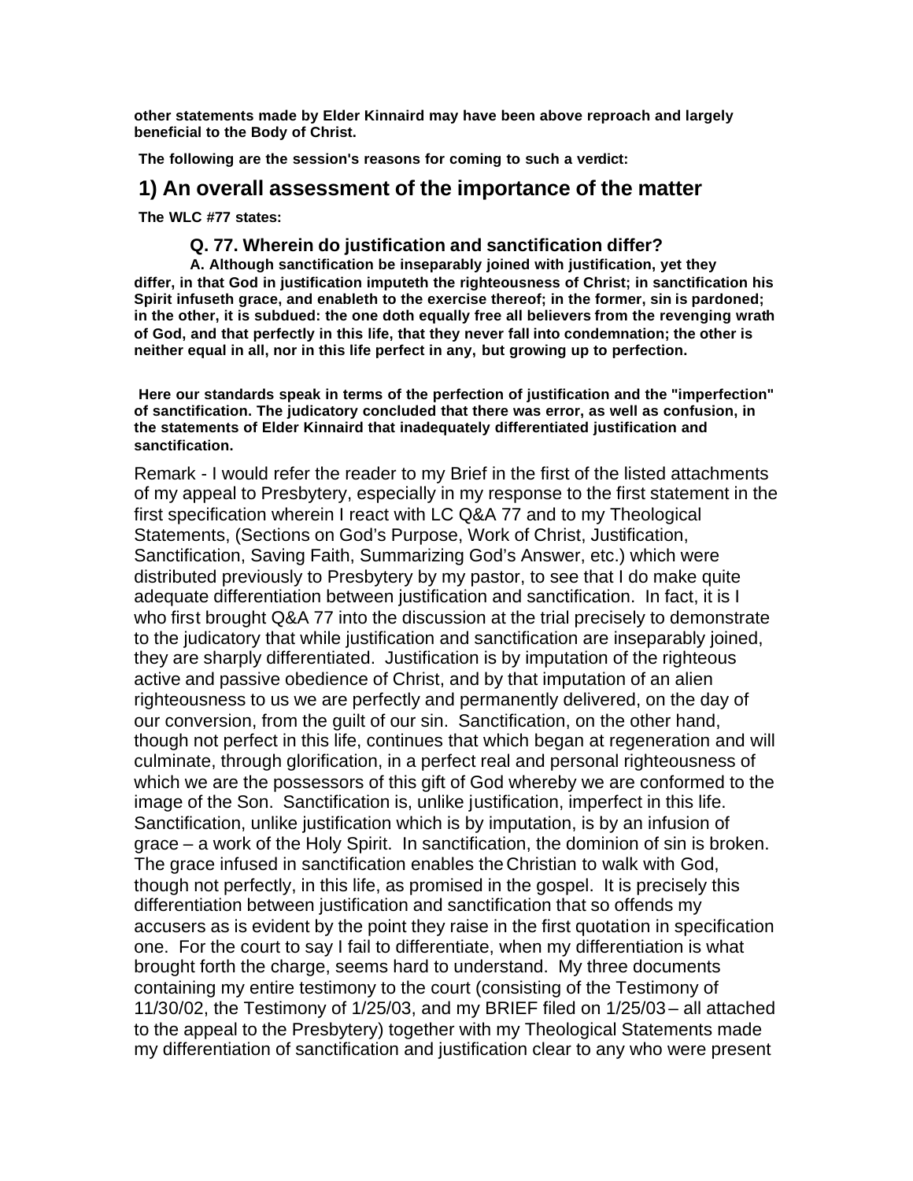**other statements made by Elder Kinnaird may have been above reproach and largely beneficial to the Body of Christ.**

**The following are the session's reasons for coming to such a verdict:**

## 1) An overall assessment of the importance of the matter

**The WLC #77 states:**

### Q. 77. Wherein do justification and sanctification differ?

**A. Although sanctification be inseparably joined with justification, yet they differ, in that God in justification imputeth the righteousness of Christ; in sanctification his Spirit infuseth grace, and enableth to the exercise thereof; in the former, sin is pardoned; in the other, it is subdued: the one doth equally free all believers from the revenging wrath of God, and that perfectly in this life, that they never fall into condemnation; the other is neither equal in all, nor in this life perfect in any, but growing up to perfection.**

**Here our standards speak in terms of the perfection of justification and the "imperfection" of sanctification. The judicatory concluded that there was error, as well as confusion, in the statements of Elder Kinnaird that inadequately differentiated justification and sanctification.**

Remark - I would refer the reader to my Brief in the first of the listed attachments of my appeal to Presbytery, especially in my response to the first statement in the first specification wherein I react with LC Q&A 77 and to my Theological Statements, (Sections on God's Purpose, Work of Christ, Justification, Sanctification, Saving Faith, Summarizing God's Answer, etc.) which were distributed previously to Presbytery by my pastor, to see that I do make quite adequate differentiation between justification and sanctification. In fact, it is I who first brought Q&A 77 into the discussion at the trial precisely to demonstrate to the judicatory that while justification and sanctification are inseparably joined, they are sharply differentiated. Justification is by imputation of the righteous active and passive obedience of Christ, and by that imputation of an alien righteousness to us we are perfectly and permanently delivered, on the day of our conversion, from the guilt of our sin. Sanctification, on the other hand, though not perfect in this life, continues that which began at regeneration and will culminate, through glorification, in a perfect real and personal righteousness of which we are the possessors of this gift of God whereby we are conformed to the image of the Son. Sanctification is, unlike justification, imperfect in this life. Sanctification, unlike justification which is by imputation, is by an infusion of grace – a work of the Holy Spirit. In sanctification, the dominion of sin is broken. The grace infused in sanctification enables the Christian to walk with God, though not perfectly, in this life, as promised in the gospel. It is precisely this differentiation between justification and sanctification that so offends my accusers as is evident by the point they raise in the first quotation in specification one. For the court to say I fail to differentiate, when my differentiation is what brought forth the charge, seems hard to understand. My three documents containing my entire testimony to the court (consisting of the Testimony of 11/30/02, the Testimony of 1/25/03, and my BRIEF filed on 1/25/03 – all attached to the appeal to the Presbytery) together with my Theological Statements made my differentiation of sanctification and justification clear to any who were present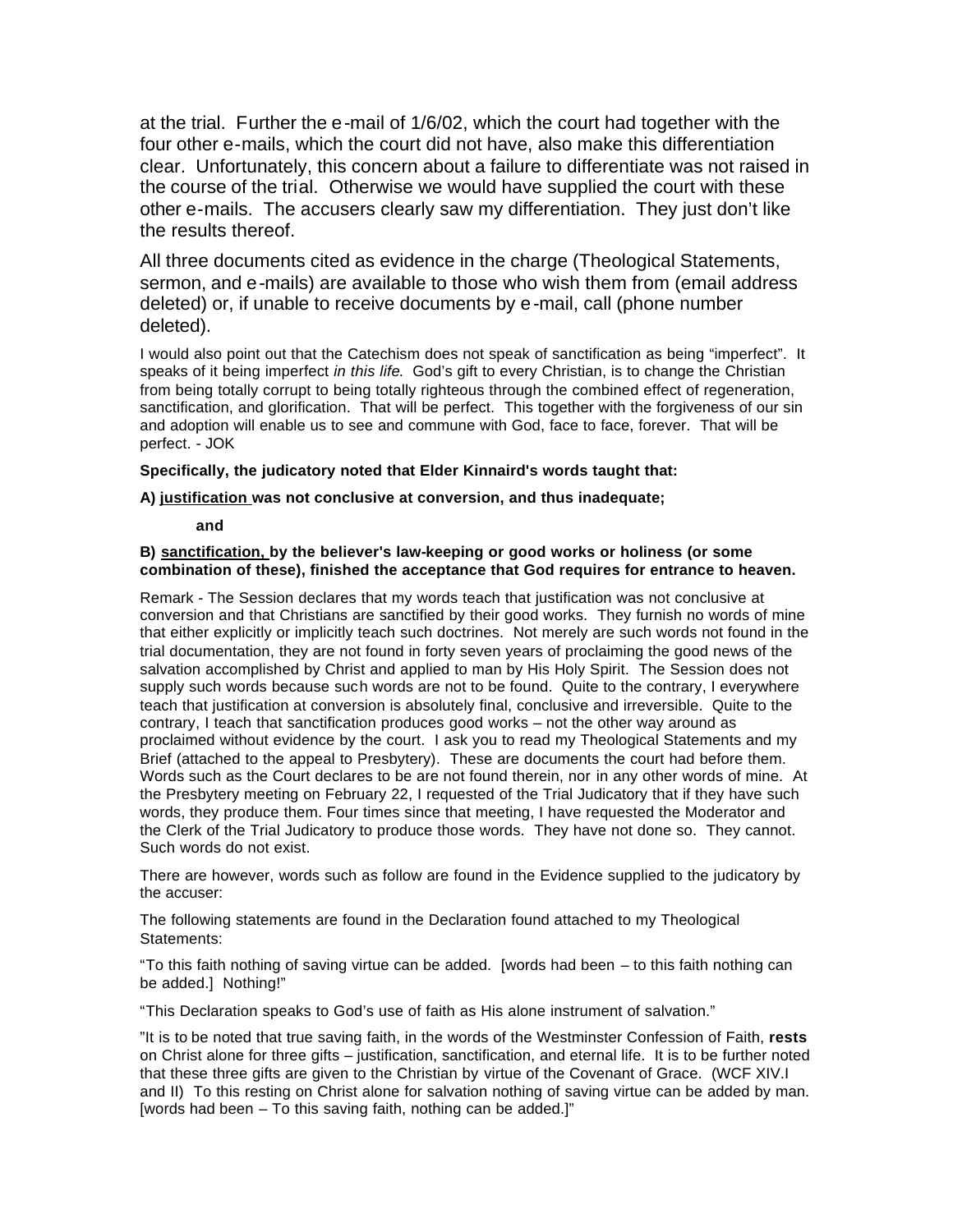at the trial. Further the e-mail of 1/6/02, which the court had together with the four other e-mails, which the court did not have, also make this differentiation clear. Unfortunately, this concern about a failure to differentiate was not raised in the course of the trial. Otherwise we would have supplied the court with these other e-mails. The accusers clearly saw my differentiation. They just don't like the results thereof.

All three documents cited as evidence in the charge (Theological Statements, sermon, and e-mails) are available to those who wish them from (email address deleted) or, if unable to receive documents by e-mail, call (phone number deleted).

I would also point out that the Catechism does not speak of sanctification as being "imperfect". It speaks of it being imperfect *in this life.* God's gift to every Christian, is to change the Christian from being totally corrupt to being totally righteous through the combined effect of regeneration, sanctification, and glorification. That will be perfect. This together with the forgiveness of our sin and adoption will enable us to see and commune with God, face to face, forever. That will be perfect. - JOK

**Specifically, the judicatory noted that Elder Kinnaird's words taught that:**

**A) <u>justification</u> was not conclusive at conversion, and thus inadequate;**

**and**

**B) <u>sanctification,</u> by the believer's law-keeping or good works or holiness (or some combination of these), finished the acceptance that God requires for entrance to heaven.**

Remark - The Session declares that my words teach that justification was not conclusive at conversion and that Christians are sanctified by their good works. They furnish no words of mine that either explicitly or implicitly teach such doctrines. Not merely are such words not found in the trial documentation, they are not found in forty seven years of proclaiming the good news of the salvation accomplished by Christ and applied to man by His Holy Spirit. The Session does not supply such words because such words are not to be found. Quite to the contrary, I everywhere teach that justification at conversion is absolutely final, conclusive and irreversible. Quite to the contrary, I teach that sanctification produces good works – not the other way around as proclaimed without evidence by the court. I ask you to read my Theological Statements and my Brief (attached to the appeal to Presbytery). These are documents the court had before them. Words such as the Court declares to be are not found therein, nor in any other words of mine. At the Presbytery meeting on February 22, I requested of the Trial Judicatory that if they have such words, they produce them. Four times since that meeting, I have requested the Moderator and the Clerk of the Trial Judicatory to produce those words. They have not done so. They cannot. Such words do not exist.

There are however, words such as follow are found in the Evidence supplied to the judicatory by the accuser:

The following statements are found in the Declaration found attached to my Theological Statements:

"To this faith nothing of saving virtue can be added. [words had been – to this faith nothing can be added.] Nothing!"

"This Declaration speaks to God's use of faith as His alone instrument of salvation."

"It is to be noted that true saving faith, in the words of the Westminster Confession of Faith, **rests** on Christ alone for three gifts – justification, sanctification, and eternal life. It is to be further noted that these three gifts are given to the Christian by virtue of the Covenant of Grace. (WCF XIV.I and II) To this resting on Christ alone for salvation nothing of saving virtue can be added by man. [words had been – To this saving faith, nothing can be added.]"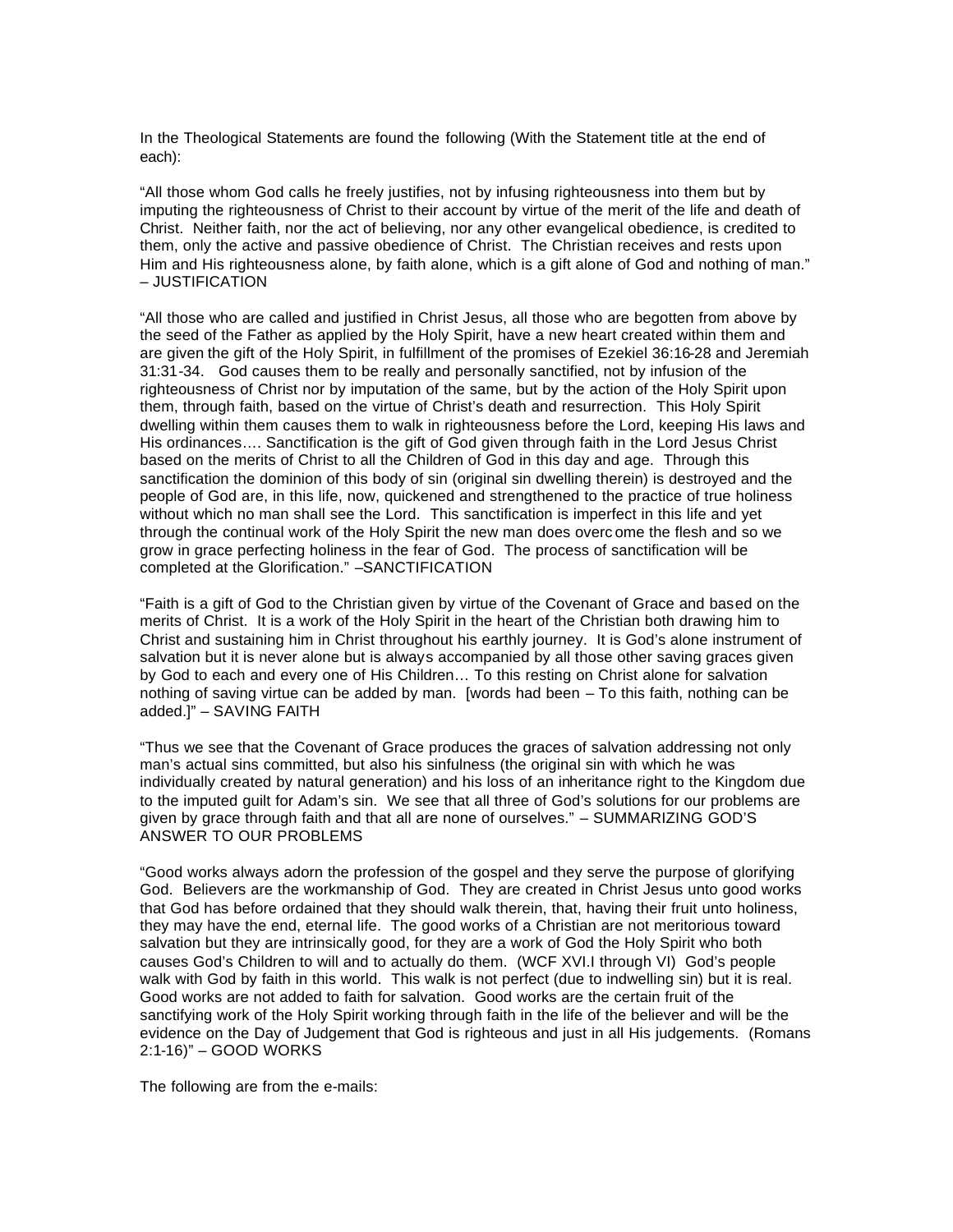In the Theological Statements are found the following (With the Statement title at the end of each):

"All those whom God calls he freely justifies, not by infusing righteousness into them but by imputing the righteousness of Christ to their account by virtue of the merit of the life and death of Christ. Neither faith, nor the act of believing, nor any other evangelical obedience, is credited to them, only the active and passive obedience of Christ. The Christian receives and rests upon Him and His righteousness alone, by faith alone, which is a gift alone of God and nothing of man." – JUSTIFICATION

"All those who are called and justified in Christ Jesus, all those who are begotten from above by the seed of the Father as applied by the Holy Spirit, have a new heart created within them and are given the gift of the Holy Spirit, in fulfillment of the promises of Ezekiel 36:16-28 and Jeremiah 31:31-34. God causes them to be really and personally sanctified, not by infusion of the righteousness of Christ nor by imputation of the same, but by the action of the Holy Spirit upon them, through faith, based on the virtue of Christ's death and resurrection. This Holy Spirit dwelling within them causes them to walk in righteousness before the Lord, keeping His laws and His ordinances…. Sanctification is the gift of God given through faith in the Lord Jesus Christ based on the merits of Christ to all the Children of God in this day and age. Through this sanctification the dominion of this body of sin (original sin dwelling therein) is destroyed and the people of God are, in this life, now, quickened and strengthened to the practice of true holiness without which no man shall see the Lord. This sanctification is imperfect in this life and yet through the continual work of the Holy Spirit the new man does overcome the flesh and so we grow in grace perfecting holiness in the fear of God. The process of sanctification will be completed at the Glorification." –SANCTIFICATION

"Faith is a gift of God to the Christian given by virtue of the Covenant of Grace and based on the merits of Christ. It is a work of the Holy Spirit in the heart of the Christian both drawing him to Christ and sustaining him in Christ throughout his earthly journey. It is God's alone instrument of salvation but it is never alone but is always accompanied by all those other saving graces given by God to each and every one of His Children… To this resting on Christ alone for salvation nothing of saving virtue can be added by man. [words had been – To this faith, nothing can be added.]" – SAVING FAITH

"Thus we see that the Covenant of Grace produces the graces of salvation addressing not only man's actual sins committed, but also his sinfulness (the original sin with which he was individually created by natural generation) and his loss of an inheritance right to the Kingdom due to the imputed guilt for Adam's sin. We see that all three of God's solutions for our problems are given by grace through faith and that all are none of ourselves." – SUMMARIZING GOD'S ANSWER TO OUR PROBLEMS

"Good works always adorn the profession of the gospel and they serve the purpose of glorifying God. Believers are the workmanship of God. They are created in Christ Jesus unto good works that God has before ordained that they should walk therein, that, having their fruit unto holiness, they may have the end, eternal life. The good works of a Christian are not meritorious toward salvation but they are intrinsically good, for they are a work of God the Holy Spirit who both causes God's Children to will and to actually do them. (WCF XVI.I through VI) God's people walk with God by faith in this world. This walk is not perfect (due to indwelling sin) but it is real. Good works are not added to faith for salvation. Good works are the certain fruit of the sanctifying work of the Holy Spirit working through faith in the life of the believer and will be the evidence on the Day of Judgement that God is righteous and just in all His judgements. (Romans 2:1-16)" – GOOD WORKS

The following are from the e-mails: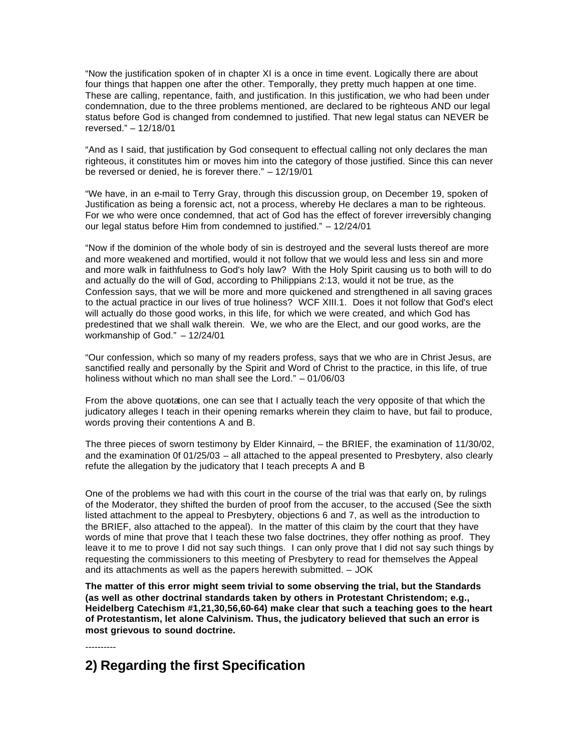"Now the justification spoken of in chapter XI is a once in time event. Logically there are about four things that happen one after the other. Temporally, they pretty much happen at one time. These are calling, repentance, faith, and justification. In this justification, we who had been under condemnation, due to the three problems mentioned, are declared to be righteous AND our legal status before God is changed from condemned to justified. That new legal status can NEVER be reversed." – 12/18/01

"And as I said, that justification by God consequent to effectual calling not only declares the man righteous, it constitutes him or moves him into the category of those justified. Since this can never be reversed or denied, he is forever there." – 12/19/01

"We have, in an e-mail to Terry Gray, through this discussion group, on December 19, spoken of Justification as being a forensic act, not a process, whereby He declares a man to be righteous. For we who were once condemned, that act of God has the effect of forever irreversibly changing our legal status before Him from condemned to justified." – 12/24/01

"Now if the dominion of the whole body of sin is destroyed and the several lusts thereof are more and more weakened and mortified, would it not follow that we would less and less sin and more and more walk in faithfulness to God's holy law? With the Holy Spirit causing us to both will to do and actually do the will of God, according to Philippians 2:13, would it not be true, as the Confession says, that we will be more and more quickened and strengthened in all saving graces to the actual practice in our lives of true holiness? WCF XIII.1. Does it not follow that God's elect will actually do those good works, in this life, for which we were created, and which God has predestined that we shall walk therein. We, we who are the Elect, and our good works, are the workmanship of God." – 12/24/01

"Our confession, which so many of my readers profess, says that we who are in Christ Jesus, are sanctified really and personally by the Spirit and Word of Christ to the practice, in this life, of true holiness without which no man shall see the Lord." – 01/06/03

From the above quotations, one can see that I actually teach the very opposite of that which the judicatory alleges I teach in their opening remarks wherein they claim to have, but fail to produce, words proving their contentions A and B.

The three pieces of sworn testimony by Elder Kinnaird, – the BRIEF, the examination of 11/30/02, and the examination 0f 01/25/03 – all attached to the appeal presented to Presbytery, also clearly refute the allegation by the judicatory that I teach precepts A and B

One of the problems we had with this court in the course of the trial was that early on, by rulings of the Moderator, they shifted the burden of proof from the accuser, to the accused (See the sixth listed attachment to the appeal to Presbytery, objections 6 and 7, as well as the introduction to the BRIEF, also attached to the appeal). In the matter of this claim by the court that they have words of mine that prove that I teach these two false doctrines, they offer nothing as proof. They leave it to me to prove I did not say such things. I can only prove that I did not say such things by requesting the commissioners to this meeting of Presbytery to read for themselves the Appeal and its attachments as well as the papers herewith submitted. – JOK

**The matter of this error might seem trivial to some observing the trial, but the Standards (as well as other doctrinal standards taken by others in Protestant Christendom; e.g., Heidelberg Catechism #1,21,30,56,60-64) make clear that such a teaching goes to the heart of Protestantism, let alone Calvinism. Thus, the judicatory believed that such an error is most grievous to sound doctrine.**

----------

## 2) Regarding the first Specification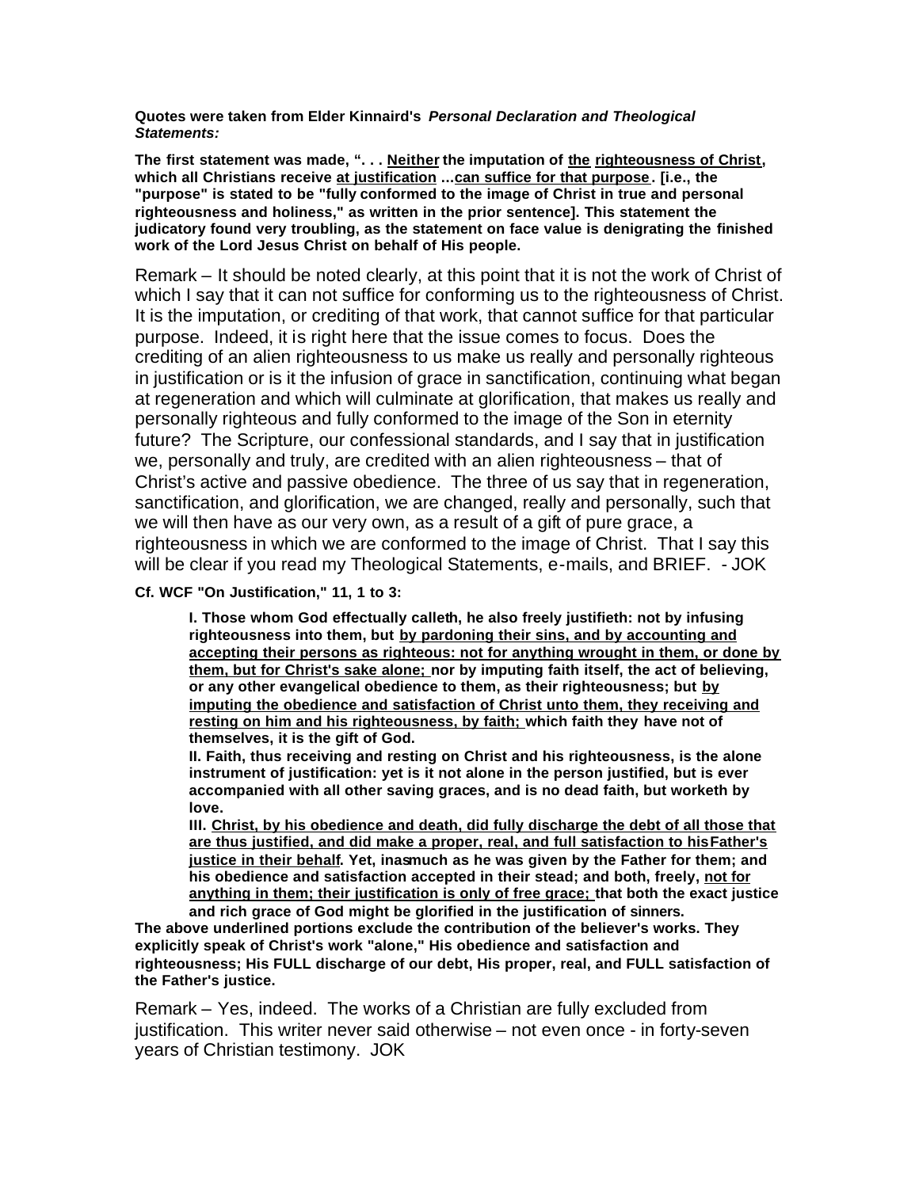**Quotes were taken from Elder Kinnaird's *Personal Declaration and Theological Statements:***

**The first statement was made, ". . . <u>Neither</u> the imputation of <u>the</u> <u>righteousness of Christ</u>, which all Christians receive <u>at justification</u> ...<u>can suffice for that purpose</u>. [i.e., the "purpose" is stated to be "fully conformed to the image of Christ in true and personal righteousness and holiness," as written in the prior sentence]. This statement the judicatory found very troubling, as the statement on face value is denigrating the finished work of the Lord Jesus Christ on behalf of His people.**

Remark – It should be noted clearly, at this point that it is not the work of Christ of which I say that it can not suffice for conforming us to the righteousness of Christ. It is the imputation, or crediting of that work, that cannot suffice for that particular purpose. Indeed, it is right here that the issue comes to focus. Does the crediting of an alien righteousness to us make us really and personally righteous in justification or is it the infusion of grace in sanctification, continuing what began at regeneration and which will culminate at glorification, that makes us really and personally righteous and fully conformed to the image of the Son in eternity future? The Scripture, our confessional standards, and I say that in justification we, personally and truly, are credited with an alien righteousness – that of Christ's active and passive obedience. The three of us say that in regeneration, sanctification, and glorification, we are changed, really and personally, such that we will then have as our very own, as a result of a gift of pure grace, a righteousness in which we are conformed to the image of Christ. That I say this will be clear if you read my Theological Statements, e-mails, and BRIEF. - JOK

**Cf. WCF "On Justification," 11, 1 to 3:**

> **I. Those whom God effectually calleth, he also freely justifieth: not by infusing righteousness into them, but <u>by pardoning their sins, and by accounting and accepting their persons as righteous: not for anything wrought in them, or done by them, but for Christ's sake alone;</u> nor by imputing faith itself, the act of believing, or any other evangelical obedience to them, as their righteousness; but <u>by imputing the obedience and satisfaction of Christ unto them, they receiving and resting on him and his righteousness, by faith;</u> which faith they have not of themselves, it is the gift of God.**
>
> **II. Faith, thus receiving and resting on Christ and his righteousness, is the alone instrument of justification: yet is it not alone in the person justified, but is ever accompanied with all other saving graces, and is no dead faith, but worketh by love.**
>
> **III. <u>Christ, by his obedience and death, did fully discharge the debt of all those that are thus justified, and did make a proper, real, and full satisfaction to his Father's justice in their behalf</u>. Yet, inasmuch as he was given by the Father for them; and his obedience and satisfaction accepted in their stead; and both, freely, <u>not for anything in them; their justification is only of free grace;</u> that both the exact justice and rich grace of God might be glorified in the justification of sinners.**

**The above underlined portions exclude the contribution of the believer's works. They explicitly speak of Christ's work "alone," His obedience and satisfaction and righteousness; His FULL discharge of our debt, His proper, real, and FULL satisfaction of the Father's justice.**

Remark – Yes, indeed. The works of a Christian are fully excluded from justification. This writer never said otherwise – not even once - in forty-seven years of Christian testimony. JOK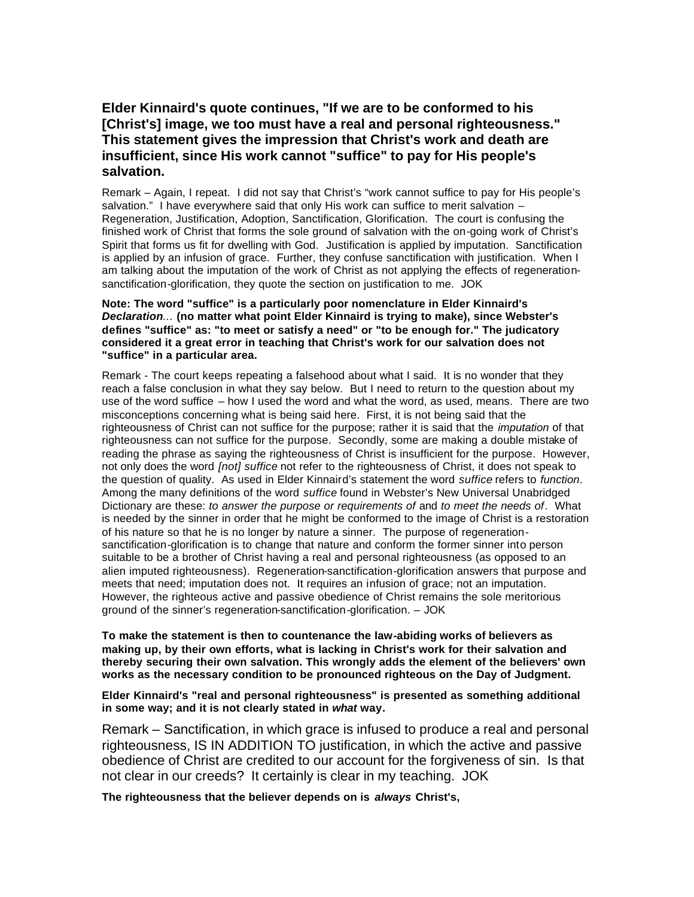**Elder Kinnaird's quote continues, "If we are to be conformed to his [Christ's] image, we too must have a real and personal righteousness." This statement gives the impression that Christ's work and death are insufficient, since His work cannot "suffice" to pay for His people's salvation.**

Remark – Again, I repeat. I did not say that Christ's "work cannot suffice to pay for His people's salvation." I have everywhere said that only His work can suffice to merit salvation – Regeneration, Justification, Adoption, Sanctification, Glorification. The court is confusing the finished work of Christ that forms the sole ground of salvation with the on-going work of Christ's Spirit that forms us fit for dwelling with God. Justification is applied by imputation. Sanctification is applied by an infusion of grace. Further, they confuse sanctification with justification. When I am talking about the imputation of the work of Christ as not applying the effects of regeneration-sanctification-glorification, they quote the section on justification to me. JOK

**Note: The word "suffice" is a particularly poor nomenclature in Elder Kinnaird's *Declaration...* (no matter what point Elder Kinnaird is trying to make), since Webster's defines "suffice" as: "to meet or satisfy a need" or "to be enough for." The judicatory considered it a great error in teaching that Christ's work for our salvation does not "suffice" in a particular area.**

Remark - The court keeps repeating a falsehood about what I said. It is no wonder that they reach a false conclusion in what they say below. But I need to return to the question about my use of the word suffice – how I used the word and what the word, as used, means. There are two misconceptions concerning what is being said here. First, it is not being said that the righteousness of Christ can not suffice for the purpose; rather it is said that the *imputation* of that righteousness can not suffice for the purpose. Secondly, some are making a double mistake of reading the phrase as saying the righteousness of Christ is insufficient for the purpose. However, not only does the word *[not] suffice* not refer to the righteousness of Christ, it does not speak to the question of quality. As used in Elder Kinnaird's statement the word *suffice* refers to *function*. Among the many definitions of the word *suffice* found in Webster's New Universal Unabridged Dictionary are these: *to answer the purpose or requirements of* and *to meet the needs of*. What is needed by the sinner in order that he might be conformed to the image of Christ is a restoration of his nature so that he is no longer by nature a sinner. The purpose of regeneration-sanctification-glorification is to change that nature and conform the former sinner into person suitable to be a brother of Christ having a real and personal righteousness (as opposed to an alien imputed righteousness). Regeneration-sanctification-glorification answers that purpose and meets that need; imputation does not. It requires an infusion of grace; not an imputation. However, the righteous active and passive obedience of Christ remains the sole meritorious ground of the sinner's regeneration-sanctification-glorification. – JOK

**To make the statement is then to countenance the law-abiding works of believers as making up, by their own efforts, what is lacking in Christ's work for their salvation and thereby securing their own salvation. This wrongly adds the element of the believers' own works as the necessary condition to be pronounced righteous on the Day of Judgment.**

**Elder Kinnaird's "real and personal righteousness" is presented as something additional in some way; and it is not clearly stated in *what* way.**

Remark – Sanctification, in which grace is infused to produce a real and personal righteousness, IS IN ADDITION TO justification, in which the active and passive obedience of Christ are credited to our account for the forgiveness of sin. Is that not clear in our creeds? It certainly is clear in my teaching. JOK

**The righteousness that the believer depends on is *always* Christ's,**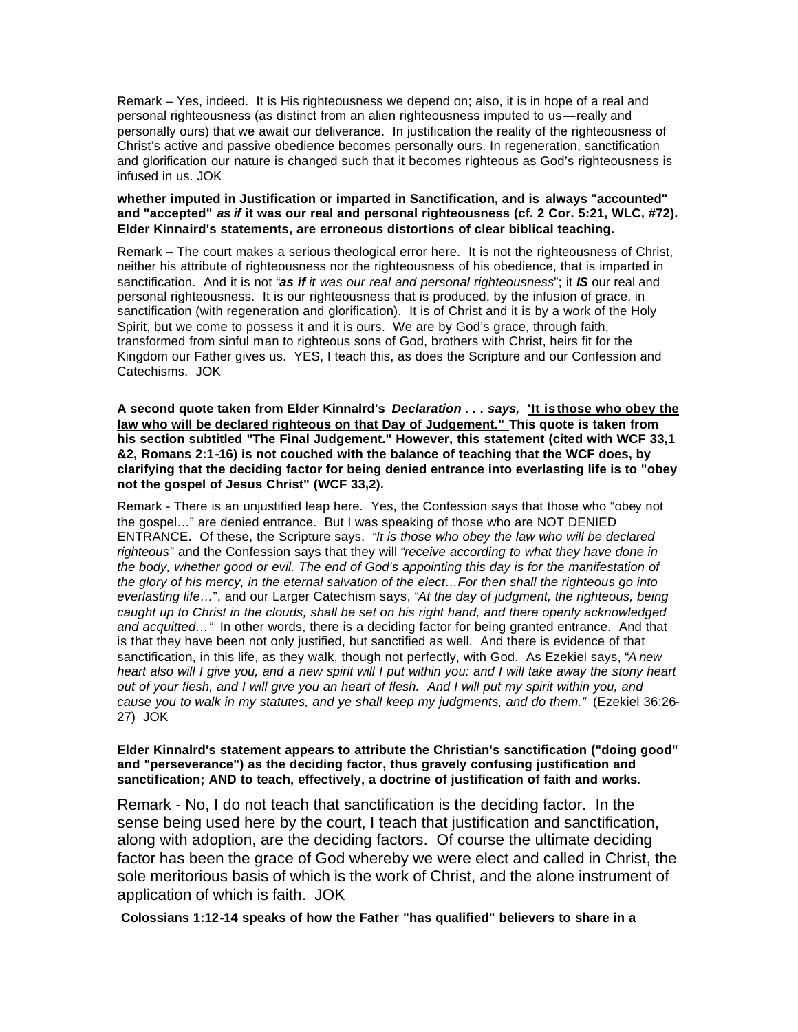Remark – Yes, indeed. It is His righteousness we depend on; also, it is in hope of a real and personal righteousness (as distinct from an alien righteousness imputed to us—really and personally ours) that we await our deliverance. In justification the reality of the righteousness of Christ's active and passive obedience becomes personally ours. In regeneration, sanctification and glorification our nature is changed such that it becomes righteous as God's righteousness is infused in us. JOK

**whether imputed in Justification or imparted in Sanctification, and is always "accounted" and "accepted" *as if* it was our real and personal righteousness (cf. 2 Cor. 5:21, WLC, #72). Elder Kinnaird's statements, are erroneous distortions of clear biblical teaching.**

Remark – The court makes a serious theological error here. It is not the righteousness of Christ, neither his attribute of righteousness nor the righteousness of his obedience, that is imparted in sanctification. And it is not "***as if*** *it was our real and personal righteousness*"; it ***IS*** our real and personal righteousness. It is our righteousness that is produced, by the infusion of grace, in sanctification (with regeneration and glorification). It is of Christ and it is by a work of the Holy Spirit, but we come to possess it and it is ours. We are by God's grace, through faith, transformed from sinful man to righteous sons of God, brothers with Christ, heirs fit for the Kingdom our Father gives us. YES, I teach this, as does the Scripture and our Confession and Catechisms. JOK

**A second quote taken from Elder Kinnalrd's *Declaration . . . says,* 'It is those who obey the law who will be declared righteous on that Day of Judgement." This quote is taken from his section subtitled "The Final Judgement." However, this statement (cited with WCF 33,1 &2, Romans 2:1-16) is not couched with the balance of teaching that the WCF does, by clarifying that the deciding factor for being denied entrance into everlasting life is to "obey not the gospel of Jesus Christ" (WCF 33,2).**

Remark - There is an unjustified leap here. Yes, the Confession says that those who "obey not the gospel…" are denied entrance. But I was speaking of those who are NOT DENIED ENTRANCE. Of these, the Scripture says, "*It is those who obey the law who will be declared righteous*" and the Confession says that they will "*receive according to what they have done in the body, whether good or evil. The end of God's appointing this day is for the manifestation of the glory of his mercy, in the eternal salvation of the elect…For then shall the righteous go into everlasting life…*", and our Larger Catechism says, "*At the day of judgment, the righteous, being caught up to Christ in the clouds, shall be set on his right hand, and there openly acknowledged and acquitted…"* In other words, there is a deciding factor for being granted entrance. And that is that they have been not only justified, but sanctified as well. And there is evidence of that sanctification, in this life, as they walk, though not perfectly, with God. As Ezekiel says, "*A new heart also will I give you, and a new spirit will I put within you: and I will take away the stony heart out of your flesh, and I will give you an heart of flesh. And I will put my spirit within you, and cause you to walk in my statutes, and ye shall keep my judgments, and do them."* (Ezekiel 36:26-27) JOK

**Elder Kinnalrd's statement appears to attribute the Christian's sanctification ("doing good" and "perseverance") as the deciding factor, thus gravely confusing justification and sanctification; AND to teach, effectively, a doctrine of justification of faith and works.**

Remark - No, I do not teach that sanctification is the deciding factor. In the sense being used here by the court, I teach that justification and sanctification, along with adoption, are the deciding factors. Of course the ultimate deciding factor has been the grace of God whereby we were elect and called in Christ, the sole meritorious basis of which is the work of Christ, and the alone instrument of application of which is faith. JOK

**Colossians 1:12-14 speaks of how the Father "has qualified" believers to share in a**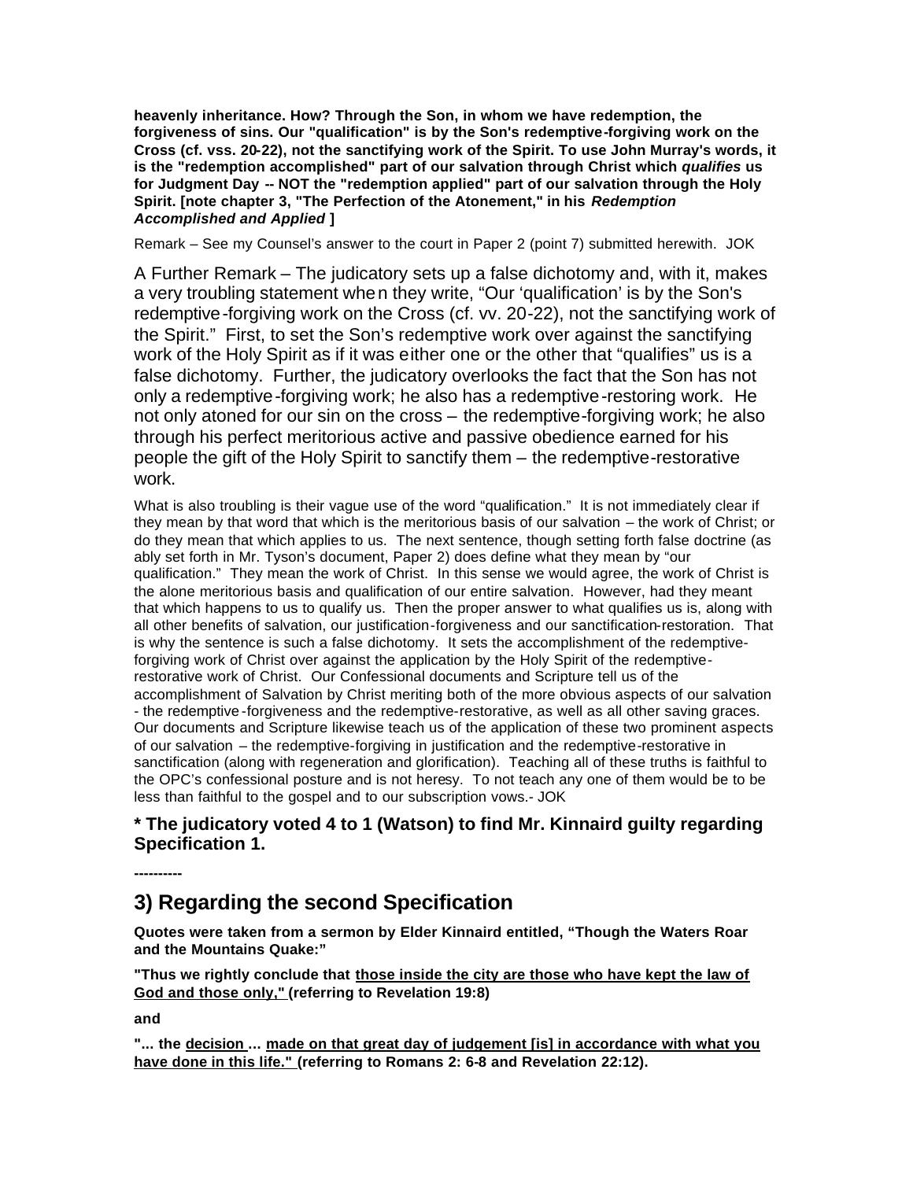**heavenly inheritance. How? Through the Son, in whom we have redemption, the forgiveness of sins. Our "qualification" is by the Son's redemptive-forgiving work on the Cross (cf. vss. 20-22), not the sanctifying work of the Spirit. To use John Murray's words, it is the "redemption accomplished" part of our salvation through Christ which *qualifies* us for Judgment Day -- NOT the "redemption applied" part of our salvation through the Holy Spirit. [note chapter 3, "The Perfection of the Atonement," in his *Redemption Accomplished and Applied* ]**

Remark – See my Counsel's answer to the court in Paper 2 (point 7) submitted herewith. JOK

A Further Remark – The judicatory sets up a false dichotomy and, with it, makes a very troubling statement when they write, "Our 'qualification' is by the Son's redemptive-forgiving work on the Cross (cf. vv. 20-22), not the sanctifying work of the Spirit." First, to set the Son's redemptive work over against the sanctifying work of the Holy Spirit as if it was either one or the other that "qualifies" us is a false dichotomy. Further, the judicatory overlooks the fact that the Son has not only a redemptive-forgiving work; he also has a redemptive-restoring work. He not only atoned for our sin on the cross – the redemptive-forgiving work; he also through his perfect meritorious active and passive obedience earned for his people the gift of the Holy Spirit to sanctify them – the redemptive-restorative work.

What is also troubling is their vague use of the word "qualification." It is not immediately clear if they mean by that word that which is the meritorious basis of our salvation – the work of Christ; or do they mean that which applies to us. The next sentence, though setting forth false doctrine (as ably set forth in Mr. Tyson's document, Paper 2) does define what they mean by "our qualification." They mean the work of Christ. In this sense we would agree, the work of Christ is the alone meritorious basis and qualification of our entire salvation. However, had they meant that which happens to us to qualify us. Then the proper answer to what qualifies us is, along with all other benefits of salvation, our justification-forgiveness and our sanctification-restoration. That is why the sentence is such a false dichotomy. It sets the accomplishment of the redemptive-forgiving work of Christ over against the application by the Holy Spirit of the redemptive-restorative work of Christ. Our Confessional documents and Scripture tell us of the accomplishment of Salvation by Christ meriting both of the more obvious aspects of our salvation - the redemptive-forgiveness and the redemptive-restorative, as well as all other saving graces. Our documents and Scripture likewise teach us of the application of these two prominent aspects of our salvation – the redemptive-forgiving in justification and the redemptive-restorative in sanctification (along with regeneration and glorification). Teaching all of these truths is faithful to the OPC's confessional posture and is not heresy. To not teach any one of them would be to be less than faithful to the gospel and to our subscription vows.- JOK

**\* The judicatory voted 4 to 1 (Watson) to find Mr. Kinnaird guilty regarding Specification 1.**

**----------**

## 3) Regarding the second Specification

**Quotes were taken from a sermon by Elder Kinnaird entitled, "Though the Waters Roar and the Mountains Quake:"**

**"Thus we rightly conclude that <u>those inside the city are those who have kept the law of God and those only,"</u> (referring to Revelation 19:8)**

**and**

**"... the <u>decision</u> ... <u>made on that great day of judgement [is] in accordance with what you have done in this life."</u> (referring to Romans 2: 6-8 and Revelation 22:12).**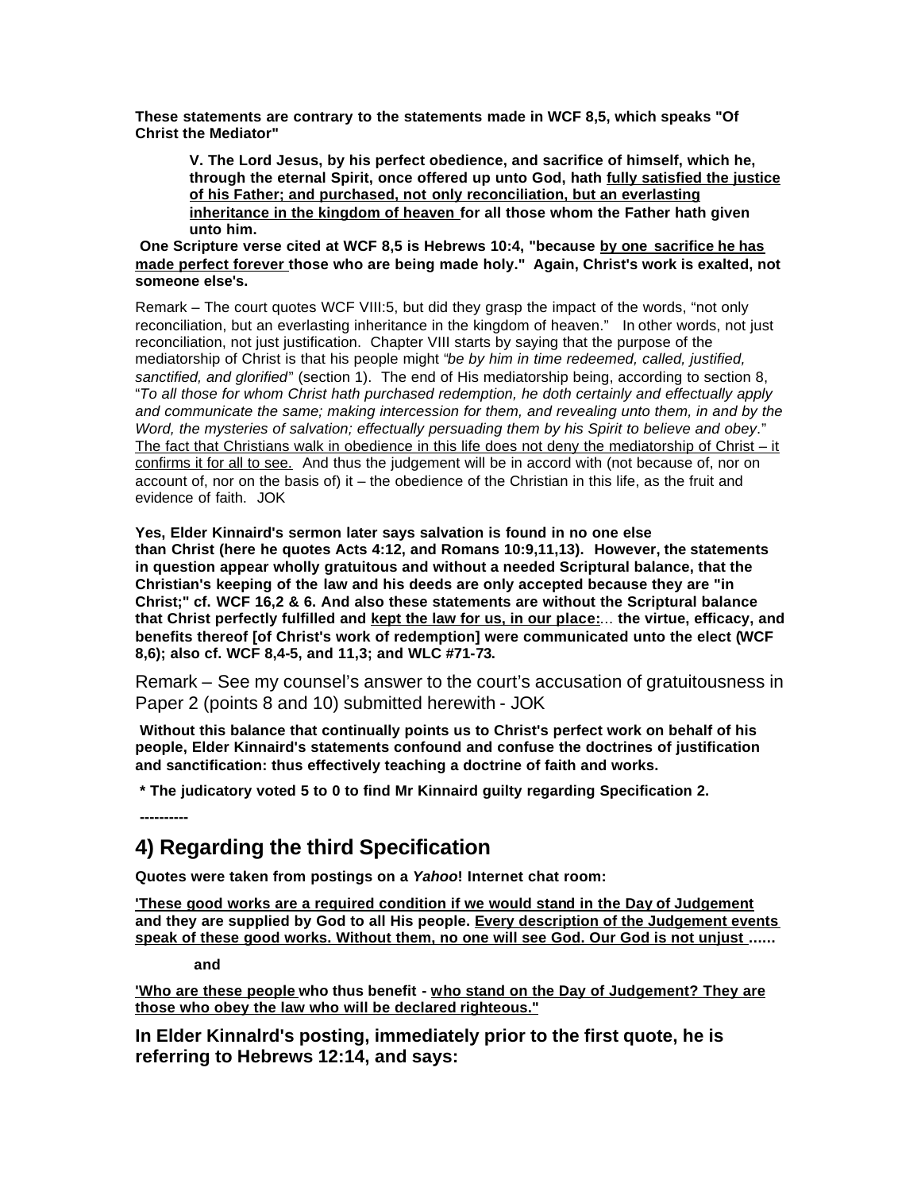**These statements are contrary to the statements made in WCF 8,5, which speaks "Of Christ the Mediator"**

> **V. The Lord Jesus, by his perfect obedience, and sacrifice of himself, which he, through the eternal Spirit, once offered up unto God, hath <u>fully satisfied the justice of his Father; and purchased, not only reconciliation, but an everlasting inheritance in the kingdom of heaven</u> for all those whom the Father hath given unto him.**

**One Scripture verse cited at WCF 8,5 is Hebrews 10:4, "because <u>by one sacrifice he has made perfect forever</u> those who are being made holy." Again, Christ's work is exalted, not someone else's.**

Remark – The court quotes WCF VIII:5, but did they grasp the impact of the words, "not only reconciliation, but an everlasting inheritance in the kingdom of heaven." In other words, not just reconciliation, not just justification. Chapter VIII starts by saying that the purpose of the mediatorship of Christ is that his people might *"be by him in time redeemed, called, justified, sanctified, and glorified"* (section 1). The end of His mediatorship being, according to section 8, "*To all those for whom Christ hath purchased redemption, he doth certainly and effectually apply and communicate the same; making intercession for them, and revealing unto them, in and by the Word, the mysteries of salvation; effectually persuading them by his Spirit to believe and obey.*" <u>The fact that Christians walk in obedience in this life does not deny the mediatorship of Christ – it confirms it for all to see.</u> And thus the judgement will be in accord with (not because of, nor on account of, nor on the basis of) it – the obedience of the Christian in this life, as the fruit and evidence of faith. JOK

**Yes, Elder Kinnaird's sermon later says salvation is found in no one else than Christ (here he quotes Acts 4:12, and Romans 10:9,11,13). However, the statements in question appear wholly gratuitous and without a needed Scriptural balance, that the Christian's keeping of the law and his deeds are only accepted because they are "in Christ;" cf. WCF 16,2 & 6. And also these statements are without the Scriptural balance that Christ perfectly fulfilled and <u>kept the law for us, in our place:</u>... the virtue, efficacy, and benefits thereof [of Christ's work of redemption] were communicated unto the elect (WCF 8,6); also cf. WCF 8,4-5, and 11,3; and WLC #71-73.**

Remark – See my counsel's answer to the court's accusation of gratuitousness in Paper 2 (points 8 and 10) submitted herewith - JOK

**Without this balance that continually points us to Christ's perfect work on behalf of his people, Elder Kinnaird's statements confound and confuse the doctrines of justification and sanctification: thus effectively teaching a doctrine of faith and works.**

**\* The judicatory voted 5 to 0 to find Mr Kinnaird guilty regarding Specification 2.**

**----------**

## 4) Regarding the third Specification

**Quotes were taken from postings on a *Yahoo*! Internet chat room:**

**<u>'These good works are a required condition if we would stand in the Day of Judgement</u> and they are supplied by God to all His people. <u>Every description of the Judgement events speak of these good works. Without them, no one will see God. Our God is not unjust</u> ......**

**and**

**<u>'Who are these people</u> who thus benefit - <u>who stand on the Day of Judgement? They are those who obey the law who will be declared righteous."</u>**

**In Elder Kinnalrd's posting, immediately prior to the first quote, he is referring to Hebrews 12:14, and says:**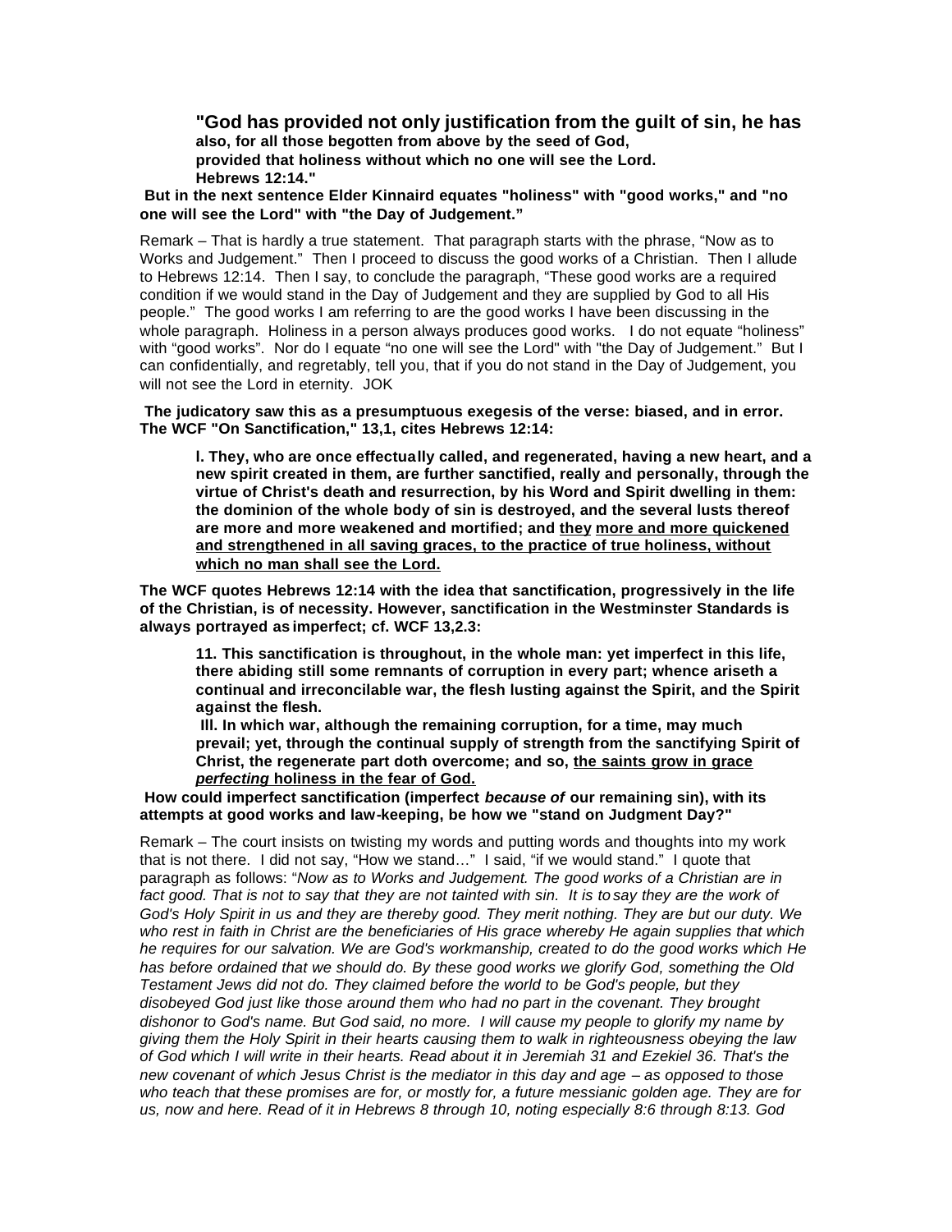**"God has provided not only justification from the guilt of sin, he has also, for all those begotten from above by the seed of God, provided that holiness without which no one will see the Lord. Hebrews 12:14."**

**But in the next sentence Elder Kinnaird equates "holiness" with "good works," and "no one will see the Lord" with "the Day of Judgement."**

Remark – That is hardly a true statement. That paragraph starts with the phrase, "Now as to Works and Judgement." Then I proceed to discuss the good works of a Christian. Then I allude to Hebrews 12:14. Then I say, to conclude the paragraph, "These good works are a required condition if we would stand in the Day of Judgement and they are supplied by God to all His people." The good works I am referring to are the good works I have been discussing in the whole paragraph. Holiness in a person always produces good works. I do not equate "holiness" with "good works". Nor do I equate "no one will see the Lord" with "the Day of Judgement." But I can confidentially, and regretably, tell you, that if you do not stand in the Day of Judgement, you will not see the Lord in eternity. JOK

**The judicatory saw this as a presumptuous exegesis of the verse: biased, and in error. The WCF "On Sanctification," 13,1, cites Hebrews 12:14:**

> **I. They, who are once effectually called, and regenerated, having a new heart, and a new spirit created in them, are further sanctified, really and personally, through the virtue of Christ's death and resurrection, by his Word and Spirit dwelling in them: the dominion of the whole body of sin is destroyed, and the several lusts thereof are more and more weakened and mortified; and <u>they more and more quickened and strengthened in all saving graces, to the practice of true holiness, without which no man shall see the Lord.</u>**

**The WCF quotes Hebrews 12:14 with the idea that sanctification, progressively in the life of the Christian, is of necessity. However, sanctification in the Westminster Standards is always portrayed as imperfect; cf. WCF 13,2.3:**

> **II. This sanctification is throughout, in the whole man: yet imperfect in this life, there abiding still some remnants of corruption in every part; whence ariseth a continual and irreconcilable war, the flesh lusting against the Spirit, and the Spirit against the flesh.**
>
> **III. In which war, although the remaining corruption, for a time, may much prevail; yet, through the continual supply of strength from the sanctifying Spirit of Christ, the regenerate part doth overcome; and so, <u>the saints grow in grace *perfecting* holiness in the fear of God.</u>**

**How could imperfect sanctification (imperfect *because of* our remaining sin), with its attempts at good works and law-keeping, be how we "stand on Judgment Day?"**

Remark – The court insists on twisting my words and putting words and thoughts into my work that is not there. I did not say, "How we stand…" I said, "if we would stand." I quote that paragraph as follows: "*Now as to Works and Judgement. The good works of a Christian are in fact good. That is not to say that they are not tainted with sin. It is to say they are the work of God's Holy Spirit in us and they are thereby good. They merit nothing. They are but our duty. We who rest in faith in Christ are the beneficiaries of His grace whereby He again supplies that which he requires for our salvation. We are God's workmanship, created to do the good works which He has before ordained that we should do. By these good works we glorify God, something the Old Testament Jews did not do. They claimed before the world to be God's people, but they disobeyed God just like those around them who had no part in the covenant. They brought dishonor to God's name. But God said, no more. I will cause my people to glorify my name by giving them the Holy Spirit in their hearts causing them to walk in righteousness obeying the law of God which I will write in their hearts. Read about it in Jeremiah 31 and Ezekiel 36. That's the new covenant of which Jesus Christ is the mediator in this day and age – as opposed to those who teach that these promises are for, or mostly for, a future messianic golden age. They are for us, now and here. Read of it in Hebrews 8 through 10, noting especially 8:6 through 8:13. God*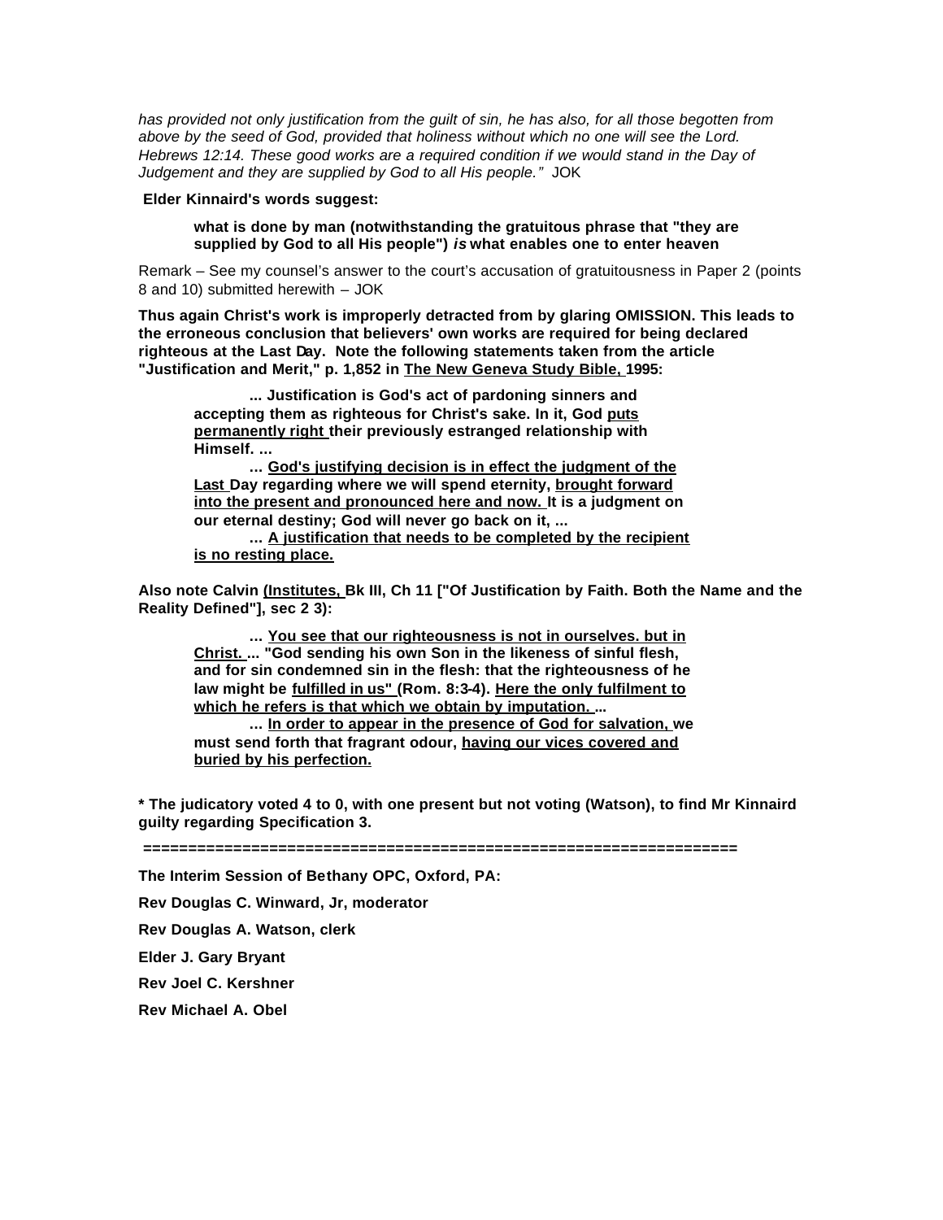*has provided not only justification from the guilt of sin, he has also, for all those begotten from above by the seed of God, provided that holiness without which no one will see the Lord. Hebrews 12:14. These good works are a required condition if we would stand in the Day of Judgement and they are supplied by God to all His people."* JOK

**Elder Kinnaird's words suggest:**

> **what is done by man (notwithstanding the gratuitous phrase that "they are supplied by God to all His people")** ***is*** **what enables one to enter heaven**

Remark – See my counsel's answer to the court's accusation of gratuitousness in Paper 2 (points 8 and 10) submitted herewith – JOK

**Thus again Christ's work is improperly detracted from by glaring OMISSION. This leads to the erroneous conclusion that believers' own works are required for being declared righteous at the Last Day. Note the following statements taken from the article "Justification and Merit," p. 1,852 in <u>The New Geneva Study Bible,</u> 1995:**

> **... Justification is God's act of pardoning sinners and accepting them as righteous for Christ's sake. In it, God <u>puts permanently right</u> their previously estranged relationship with Himself. ...**
>
> **... <u>God's justifying decision is in effect the judgment of the Last</u> Day regarding where we will spend eternity, <u>brought forward into the present and pronounced here and now.</u> It is a judgment on our eternal destiny; God will never go back on it, ...**
>
> **... <u>A justification that needs to be completed by the recipient is no resting place.</u>**

**Also note Calvin <u>(Institutes,</u> Bk III, Ch 11 ["Of Justification by Faith. Both the Name and the Reality Defined"], sec 2 3):**

> **... <u>You see that our righteousness is not in ourselves. but in Christ.</u> ... "God sending his own Son in the likeness of sinful flesh, and for sin condemned sin in the flesh: that the righteousness of he law might be <u>fulfilled in us"</u> (Rom. 8:3-4). <u>Here the only fulfilment to which he refers is that which we obtain by imputation.</u> ...**
>
> **... <u>In order to appear in the presence of God for salvation,</u> we must send forth that fragrant odour, <u>having our vices covered and buried by his perfection.</u>**

**\* The judicatory voted 4 to 0, with one present but not voting (Watson), to find Mr Kinnaird guilty regarding Specification 3.**

**================================================================**

**The Interim Session of Bethany OPC, Oxford, PA:**

**Rev Douglas C. Winward, Jr, moderator**

**Rev Douglas A. Watson, clerk**

**Elder J. Gary Bryant**

**Rev Joel C. Kershner**

**Rev Michael A. Obel**